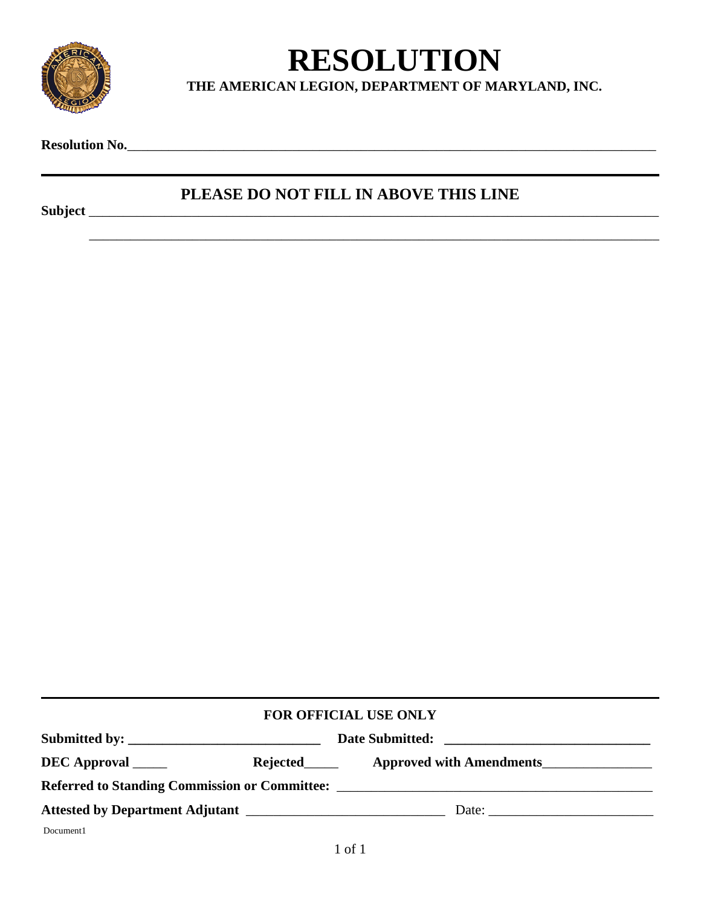# RESOLUTION

**THE AMERICAN LEGION, DEPARTMENT OF MARYLAND, INC.**

**Resolution No.**\_\_\_\_\_\_\_\_\_\_\_\_\_\_\_\_\_\_\_\_\_\_\_\_\_\_\_\_\_\_\_\_\_\_\_\_\_\_\_\_\_\_\_\_\_\_\_\_\_\_\_\_\_\_\_\_\_\_\_\_\_\_\_\_\_\_\_\_\_\_\_\_\_\_\_\_

---

**PLEASE DO NOT FILL IN ABOVE THIS LINE**

**Subject** \_\_\_\_\_\_\_\_\_\_\_\_\_\_\_\_\_\_\_\_\_\_\_\_\_\_\_\_\_\_\_\_\_\_\_\_\_\_\_\_\_\_\_\_\_\_\_\_\_\_\_\_\_\_\_\_\_\_\_\_\_\_\_\_\_\_\_\_\_\_\_\_\_\_\_\_

\_\_\_\_\_\_\_\_\_\_\_\_\_\_\_\_\_\_\_\_\_\_\_\_\_\_\_\_\_\_\_\_\_\_\_\_\_\_\_\_\_\_\_\_\_\_\_\_\_\_\_\_\_\_\_\_\_\_\_\_\_\_\_\_\_\_\_\_\_\_\_\_\_\_\_\_

---

**FOR OFFICIAL USE ONLY**

**Submitted by:** \_\_\_\_\_\_\_\_\_\_\_\_\_\_\_\_\_\_\_\_\_\_\_\_\_\_\_\_ **Date Submitted:** \_\_\_\_\_\_\_\_\_\_\_\_\_\_\_\_\_\_\_\_\_\_\_\_\_\_\_\_

**DEC Approval** \_\_\_\_\_ **Rejected**\_\_\_\_\_ **Approved with Amendments**\_\_\_\_\_\_\_\_\_\_\_\_\_\_\_\_

**Referred to Standing Commission or Committee:** \_\_\_\_\_\_\_\_\_\_\_\_\_\_\_\_\_\_\_\_\_\_\_\_\_\_\_\_\_\_\_\_\_\_\_\_\_\_\_\_\_\_\_\_

**Attested by Department Adjutant** \_\_\_\_\_\_\_\_\_\_\_\_\_\_\_\_\_\_\_\_\_\_\_\_\_\_\_\_ Date: \_\_\_\_\_\_\_\_\_\_\_\_\_\_\_\_\_\_\_\_\_\_\_\_

Document1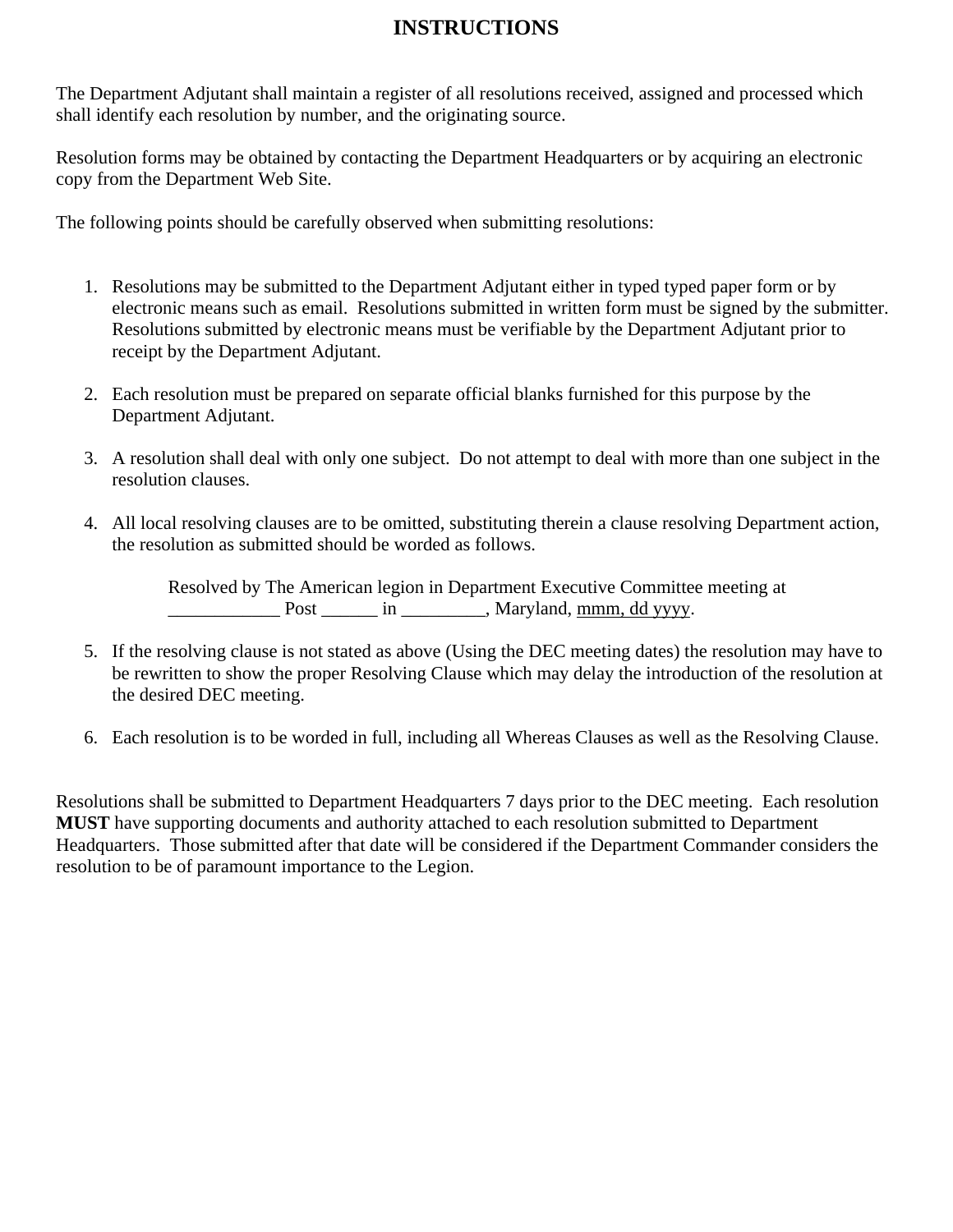# INSTRUCTIONS

The Department Adjutant shall maintain a register of all resolutions received, assigned and processed which shall identify each resolution by number, and the originating source.

Resolution forms may be obtained by contacting the Department Headquarters or by acquiring an electronic copy from the Department Web Site.

The following points should be carefully observed when submitting resolutions:

1. Resolutions may be submitted to the Department Adjutant either in typed typed paper form or by electronic means such as email. Resolutions submitted in written form must be signed by the submitter. Resolutions submitted by electronic means must be verifiable by the Department Adjutant prior to receipt by the Department Adjutant.

2. Each resolution must be prepared on separate official blanks furnished for this purpose by the Department Adjutant.

3. A resolution shall deal with only one subject. Do not attempt to deal with more than one subject in the resolution clauses.

4. All local resolving clauses are to be omitted, substituting therein a clause resolving Department action, the resolution as submitted should be worded as follows.

    Resolved by The American legion in Department Executive Committee meeting at ____________ Post ______ in _________, Maryland, mmm, dd yyyy.

5. If the resolving clause is not stated as above (Using the DEC meeting dates) the resolution may have to be rewritten to show the proper Resolving Clause which may delay the introduction of the resolution at the desired DEC meeting.

6. Each resolution is to be worded in full, including all Whereas Clauses as well as the Resolving Clause.

Resolutions shall be submitted to Department Headquarters 7 days prior to the DEC meeting. Each resolution **MUST** have supporting documents and authority attached to each resolution submitted to Department Headquarters. Those submitted after that date will be considered if the Department Commander considers the resolution to be of paramount importance to the Legion.